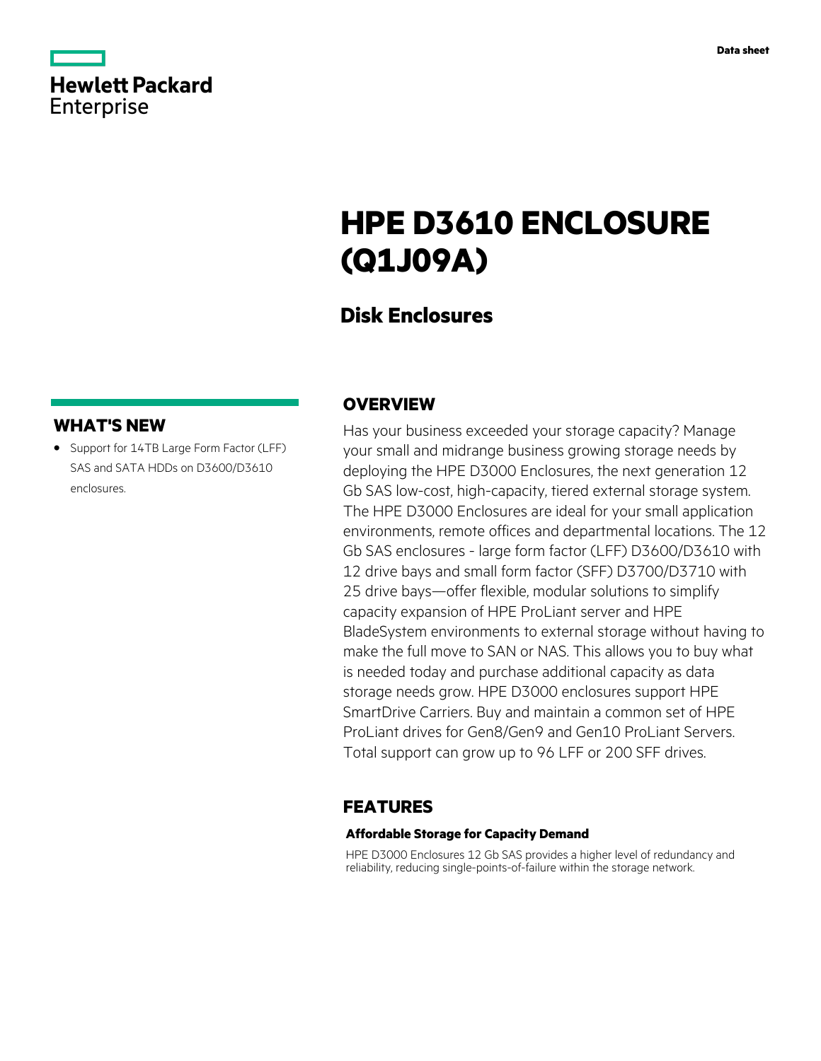Data sheet

Hewlett Packard Enterprise

# HPE D3610 ENCLOSURE (Q1J09A)

## Disk Enclosures

## WHAT'S NEW

- Support for 14TB Large Form Factor (LFF) SAS and SATA HDDs on D3600/D3610 enclosures.

## OVERVIEW

Has your business exceeded your storage capacity? Manage your small and midrange business growing storage needs by deploying the HPE D3000 Enclosures, the next generation 12 Gb SAS low-cost, high-capacity, tiered external storage system. The HPE D3000 Enclosures are ideal for your small application environments, remote offices and departmental locations. The 12 Gb SAS enclosures - large form factor (LFF) D3600/D3610 with 12 drive bays and small form factor (SFF) D3700/D3710 with 25 drive bays—offer flexible, modular solutions to simplify capacity expansion of HPE ProLiant server and HPE BladeSystem environments to external storage without having to make the full move to SAN or NAS. This allows you to buy what is needed today and purchase additional capacity as data storage needs grow. HPE D3000 enclosures support HPE SmartDrive Carriers. Buy and maintain a common set of HPE ProLiant drives for Gen8/Gen9 and Gen10 ProLiant Servers. Total support can grow up to 96 LFF or 200 SFF drives.

## FEATURES

### Affordable Storage for Capacity Demand

HPE D3000 Enclosures 12 Gb SAS provides a higher level of redundancy and reliability, reducing single-points-of-failure within the storage network.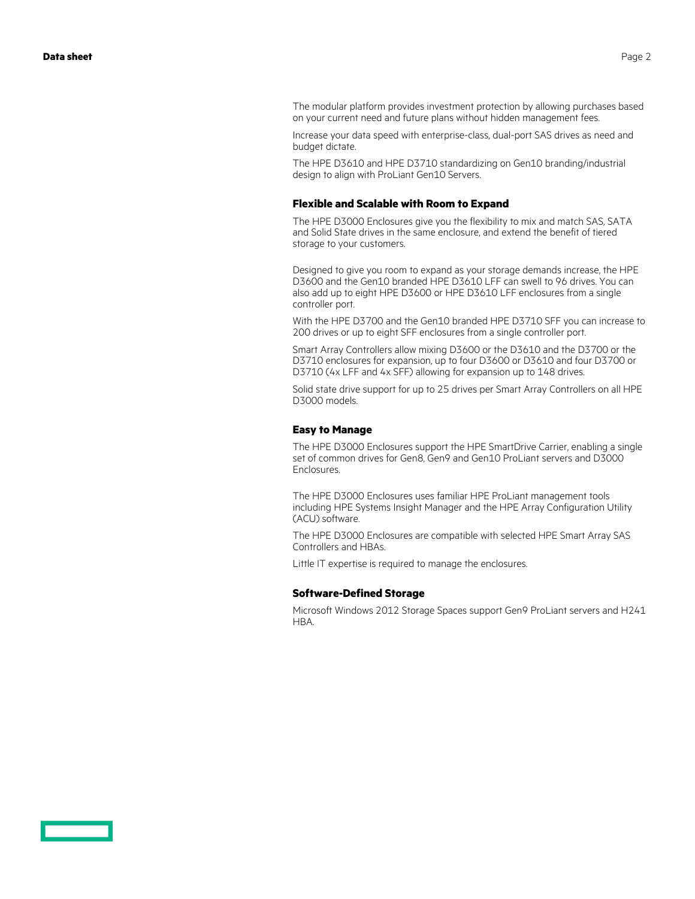The modular platform provides investment protection by allowing purchases based on your current need and future plans without hidden management fees.

Increase your data speed with enterprise-class, dual-port SAS drives as need and budget dictate.

The HPE D3610 and HPE D3710 standardizing on Gen10 branding/industrial design to align with ProLiant Gen10 Servers.

### Flexible and Scalable with Room to Expand

The HPE D3000 Enclosures give you the flexibility to mix and match SAS, SATA and Solid State drives in the same enclosure, and extend the benefit of tiered storage to your customers.

Designed to give you room to expand as your storage demands increase, the HPE D3600 and the Gen10 branded HPE D3610 LFF can swell to 96 drives. You can also add up to eight HPE D3600 or HPE D3610 LFF enclosures from a single controller port.

With the HPE D3700 and the Gen10 branded HPE D3710 SFF you can increase to 200 drives or up to eight SFF enclosures from a single controller port.

Smart Array Controllers allow mixing D3600 or the D3610 and the D3700 or the D3710 enclosures for expansion, up to four D3600 or D3610 and four D3700 or D3710 (4x LFF and 4x SFF) allowing for expansion up to 148 drives.

Solid state drive support for up to 25 drives per Smart Array Controllers on all HPE D3000 models.

### Easy to Manage

The HPE D3000 Enclosures support the HPE SmartDrive Carrier, enabling a single set of common drives for Gen8, Gen9 and Gen10 ProLiant servers and D3000 Enclosures.

The HPE D3000 Enclosures uses familiar HPE ProLiant management tools including HPE Systems Insight Manager and the HPE Array Configuration Utility (ACU) software.

The HPE D3000 Enclosures are compatible with selected HPE Smart Array SAS Controllers and HBAs.

Little IT expertise is required to manage the enclosures.

### Software-Defined Storage

Microsoft Windows 2012 Storage Spaces support Gen9 ProLiant servers and H241 HBA.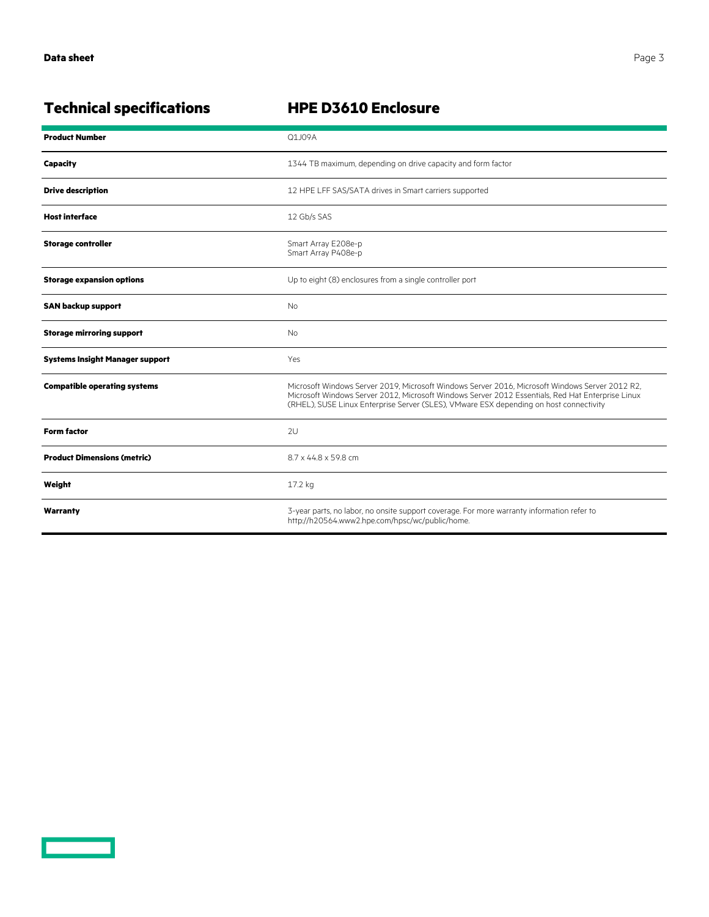## Technical specifications

## HPE D3610 Enclosure

| | |
|---|---|
| **Product Number** | Q1J09A |
| **Capacity** | 1344 TB maximum, depending on drive capacity and form factor |
| **Drive description** | 12 HPE LFF SAS/SATA drives in Smart carriers supported |
| **Host interface** | 12 Gb/s SAS |
| **Storage controller** | Smart Array E208e-p<br>Smart Array P408e-p |
| **Storage expansion options** | Up to eight (8) enclosures from a single controller port |
| **SAN backup support** | No |
| **Storage mirroring support** | No |
| **Systems Insight Manager support** | Yes |
| **Compatible operating systems** | Microsoft Windows Server 2019, Microsoft Windows Server 2016, Microsoft Windows Server 2012 R2, Microsoft Windows Server 2012, Microsoft Windows Server 2012 Essentials, Red Hat Enterprise Linux (RHEL), SUSE Linux Enterprise Server (SLES), VMware ESX depending on host connectivity |
| **Form factor** | 2U |
| **Product Dimensions (metric)** | 8.7 x 44.8 x 59.8 cm |
| **Weight** | 17.2 kg |
| **Warranty** | 3-year parts, no labor, no onsite support coverage. For more warranty information refer to http://h20564.www2.hpe.com/hpsc/wc/public/home. |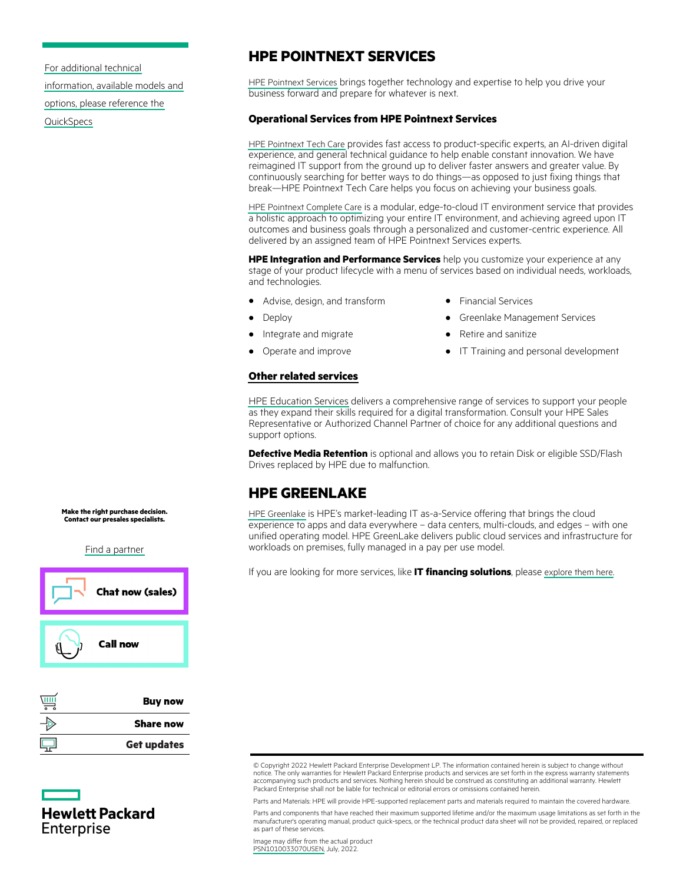For additional technical information, available models and options, please reference the QuickSpecs

## HPE POINTNEXT SERVICES

HPE Pointnext Services brings together technology and expertise to help you drive your business forward and prepare for whatever is next.

### Operational Services from HPE Pointnext Services

HPE Pointnext Tech Care provides fast access to product-specific experts, an AI-driven digital experience, and general technical guidance to help enable constant innovation. We have reimagined IT support from the ground up to deliver faster answers and greater value. By continuously searching for better ways to do things—as opposed to just fixing things that break—HPE Pointnext Tech Care helps you focus on achieving your business goals.

HPE Pointnext Complete Care is a modular, edge-to-cloud IT environment service that provides a holistic approach to optimizing your entire IT environment, and achieving agreed upon IT outcomes and business goals through a personalized and customer-centric experience. All delivered by an assigned team of HPE Pointnext Services experts.

**HPE Integration and Performance Services** help you customize your experience at any stage of your product lifecycle with a menu of services based on individual needs, workloads, and technologies.

- Advise, design, and transform
- Deploy
- Integrate and migrate
- Operate and improve
- Financial Services
- Greenlake Management Services
- Retire and sanitize
- IT Training and personal development

### Other related services

HPE Education Services delivers a comprehensive range of services to support your people as they expand their skills required for a digital transformation. Consult your HPE Sales Representative or Authorized Channel Partner of choice for any additional questions and support options.

**Defective Media Retention** is optional and allows you to retain Disk or eligible SSD/Flash Drives replaced by HPE due to malfunction.

## HPE GREENLAKE

HPE Greenlake is HPE's market-leading IT as-a-Service offering that brings the cloud experience to apps and data everywhere – data centers, multi-clouds, and edges – with one unified operating model. HPE GreenLake delivers public cloud services and infrastructure for workloads on premises, fully managed in a pay per use model.

If you are looking for more services, like **IT financing solutions**, please explore them here.

**Make the right purchase decision. Contact our presales specialists.**

Find a partner

Chat now (sales)

Call now

Buy now

Share now

Get updates

Hewlett Packard Enterprise

© Copyright 2022 Hewlett Packard Enterprise Development LP. The information contained herein is subject to change without notice. The only warranties for Hewlett Packard Enterprise products and services are set forth in the express warranty statements accompanying such products and services. Nothing herein should be construed as constituting an additional warranty. Hewlett Packard Enterprise shall not be liable for technical or editorial errors or omissions contained herein.

Parts and Materials: HPE will provide HPE-supported replacement parts and materials required to maintain the covered hardware.

Parts and components that have reached their maximum supported lifetime and/or the maximum usage limitations as set forth in the manufacturer's operating manual, product quick-specs, or the technical product data sheet will not be provided, repaired, or replaced as part of these services.

Image may differ from the actual product

PSN1010033070USEN, July, 2022.